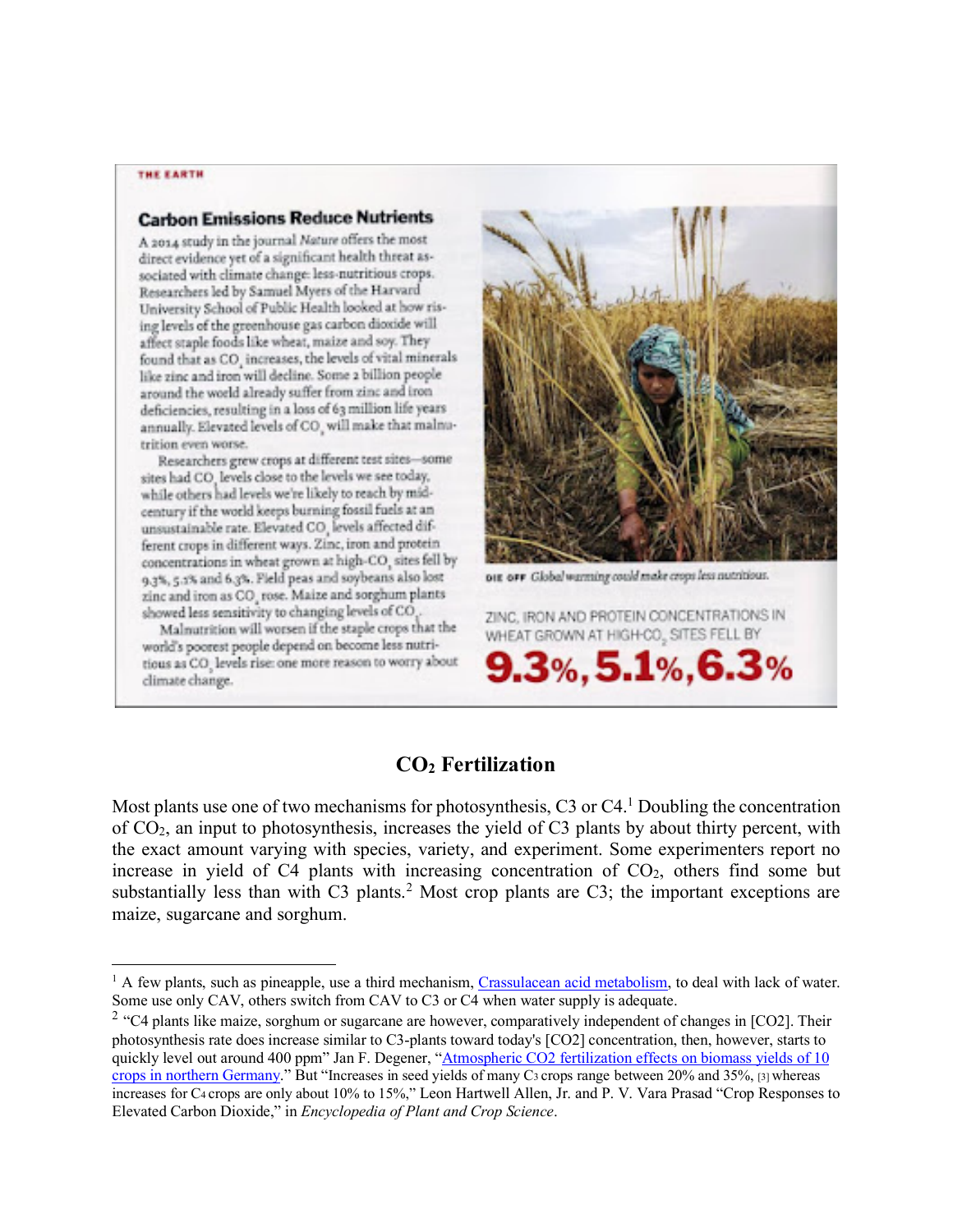THE EARTH

## Carbon Emissions Reduce Nutrients

A 2014 study in the journal *Nature* offers the most direct evidence yet of a significant health threat associated with climate change: less-nutritious crops. Researchers led by Samuel Myers of the Harvard University School of Public Health looked at how rising levels of the greenhouse gas carbon dioxide will affect staple foods like wheat, maize and soy. They found that as $CO_2$ increases, the levels of vital minerals like zinc and iron will decline. Some 2 billion people around the world already suffer from zinc and iron deficiencies, resulting in a loss of 63 million life years annually. Elevated levels of $CO_2$ will make that malnutrition even worse.

Researchers grew crops at different test sites—some sites had $CO_2$ levels close to the levels we see today, while others had levels we're likely to reach by mid-century if the world keeps burning fossil fuels at an unsustainable rate. Elevated $CO_2$ levels affected different crops in different ways. Zinc, iron and protein concentrations in wheat grown at high-$CO_2$ sites fell by 9.3%, 5.1% and 6.3%. Field peas and soybeans also lost zinc and iron as $CO_2$ rose. Maize and sorghum plants showed less sensitivity to changing levels of $CO_2$.

Malnutrition will worsen if the staple crops that the world's poorest people depend on become less nutritious as $CO_2$ levels rise: one more reason to worry about climate change.

**DIE OFF** *Global warming could make crops less nutritious.*

ZINC, IRON AND PROTEIN CONCENTRATIONS IN WHEAT GROWN AT HIGH-$CO_2$ SITES FELL BY

**9.3%, 5.1%, 6.3%**

## $CO_2$ Fertilization

Most plants use one of two mechanisms for photosynthesis, C3 or C4.[1] Doubling the concentration of $CO_2$, an input to photosynthesis, increases the yield of C3 plants by about thirty percent, with the exact amount varying with species, variety, and experiment. Some experimenters report no increase in yield of C4 plants with increasing concentration of $CO_2$, others find some but substantially less than with C3 plants.[2] Most crop plants are C3; the important exceptions are maize, sugarcane and sorghum.

---

[1] A few plants, such as pineapple, use a third mechanism, Crassulacean acid metabolism, to deal with lack of water. Some use only CAV, others switch from CAV to C3 or C4 when water supply is adequate.

[2] "C4 plants like maize, sorghum or sugarcane are however, comparatively independent of changes in [CO2]. Their photosynthesis rate does increase similar to C3-plants toward today's [CO2] concentration, then, however, starts to quickly level out around 400 ppm" Jan F. Degener, "Atmospheric CO2 fertilization effects on biomass yields of 10 crops in northern Germany." But "Increases in seed yields of many C3 crops range between 20% and 35%, [3] whereas increases for C4 crops are only about 10% to 15%," Leon Hartwell Allen, Jr. and P. V. Vara Prasad "Crop Responses to Elevated Carbon Dioxide," in *Encyclopedia of Plant and Crop Science*.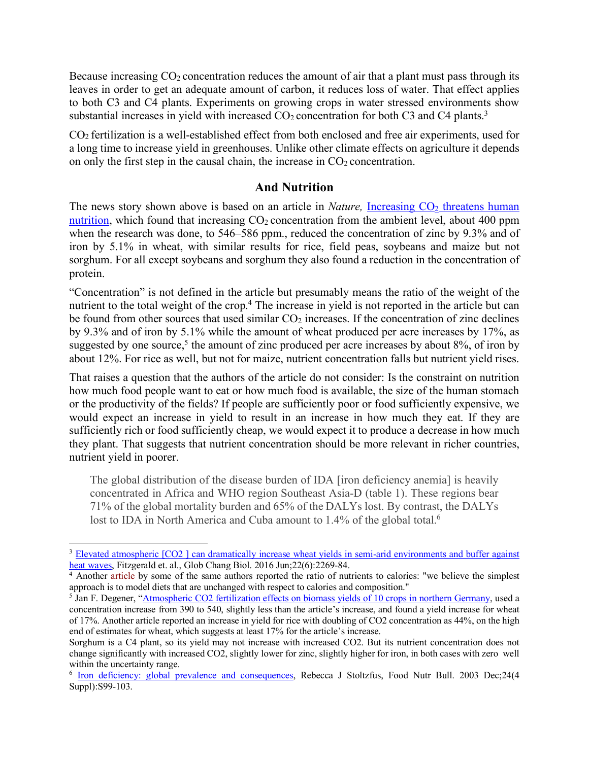Because increasing $CO_2$ concentration reduces the amount of air that a plant must pass through its leaves in order to get an adequate amount of carbon, it reduces loss of water. That effect applies to both C3 and C4 plants. Experiments on growing crops in water stressed environments show substantial increases in yield with increased $CO_2$ concentration for both C3 and C4 plants.[3]

$CO_2$ fertilization is a well-established effect from both enclosed and free air experiments, used for a long time to increase yield in greenhouses. Unlike other climate effects on agriculture it depends on only the first step in the causal chain, the increase in $CO_2$ concentration.

## And Nutrition

The news story shown above is based on an article in *Nature,* [Increasing $CO_2$ threatens human nutrition], which found that increasing $CO_2$ concentration from the ambient level, about 400 ppm when the research was done, to 546–586 ppm., reduced the concentration of zinc by 9.3% and of iron by 5.1% in wheat, with similar results for rice, field peas, soybeans and maize but not sorghum. For all except soybeans and sorghum they also found a reduction in the concentration of protein.

"Concentration" is not defined in the article but presumably means the ratio of the weight of the nutrient to the total weight of the crop.[4] The increase in yield is not reported in the article but can be found from other sources that used similar $CO_2$ increases. If the concentration of zinc declines by 9.3% and of iron by 5.1% while the amount of wheat produced per acre increases by 17%, as suggested by one source,[5] the amount of zinc produced per acre increases by about 8%, of iron by about 12%. For rice as well, but not for maize, nutrient concentration falls but nutrient yield rises.

That raises a question that the authors of the article do not consider: Is the constraint on nutrition how much food people want to eat or how much food is available, the size of the human stomach or the productivity of the fields? If people are sufficiently poor or food sufficiently expensive, we would expect an increase in yield to result in an increase in how much they eat. If they are sufficiently rich or food sufficiently cheap, we would expect it to produce a decrease in how much they plant. That suggests that nutrient concentration should be more relevant in richer countries, nutrient yield in poorer.

> The global distribution of the disease burden of IDA [iron deficiency anemia] is heavily concentrated in Africa and WHO region Southeast Asia-D (table 1). These regions bear 71% of the global mortality burden and 65% of the DALYs lost. By contrast, the DALYs lost to IDA in North America and Cuba amount to 1.4% of the global total.[6]

---

[3] Elevated atmospheric [CO2 ] can dramatically increase wheat yields in semi-arid environments and buffer against heat waves, Fitzgerald et. al., Glob Chang Biol. 2016 Jun;22(6):2269-84.

[4] Another article by some of the same authors reported the ratio of nutrients to calories: "we believe the simplest approach is to model diets that are unchanged with respect to calories and composition."

[5] Jan F. Degener, "Atmospheric CO2 fertilization effects on biomass yields of 10 crops in northern Germany, used a concentration increase from 390 to 540, slightly less than the article's increase, and found a yield increase for wheat of 17%. Another article reported an increase in yield for rice with doubling of CO2 concentration as 44%, on the high end of estimates for wheat, which suggests at least 17% for the article's increase.

Sorghum is a C4 plant, so its yield may not increase with increased CO2. But its nutrient concentration does not change significantly with increased CO2, slightly lower for zinc, slightly higher for iron, in both cases with zero well within the uncertainty range.

[6] Iron deficiency: global prevalence and consequences, Rebecca J Stoltzfus, Food Nutr Bull. 2003 Dec;24(4 Suppl):S99-103.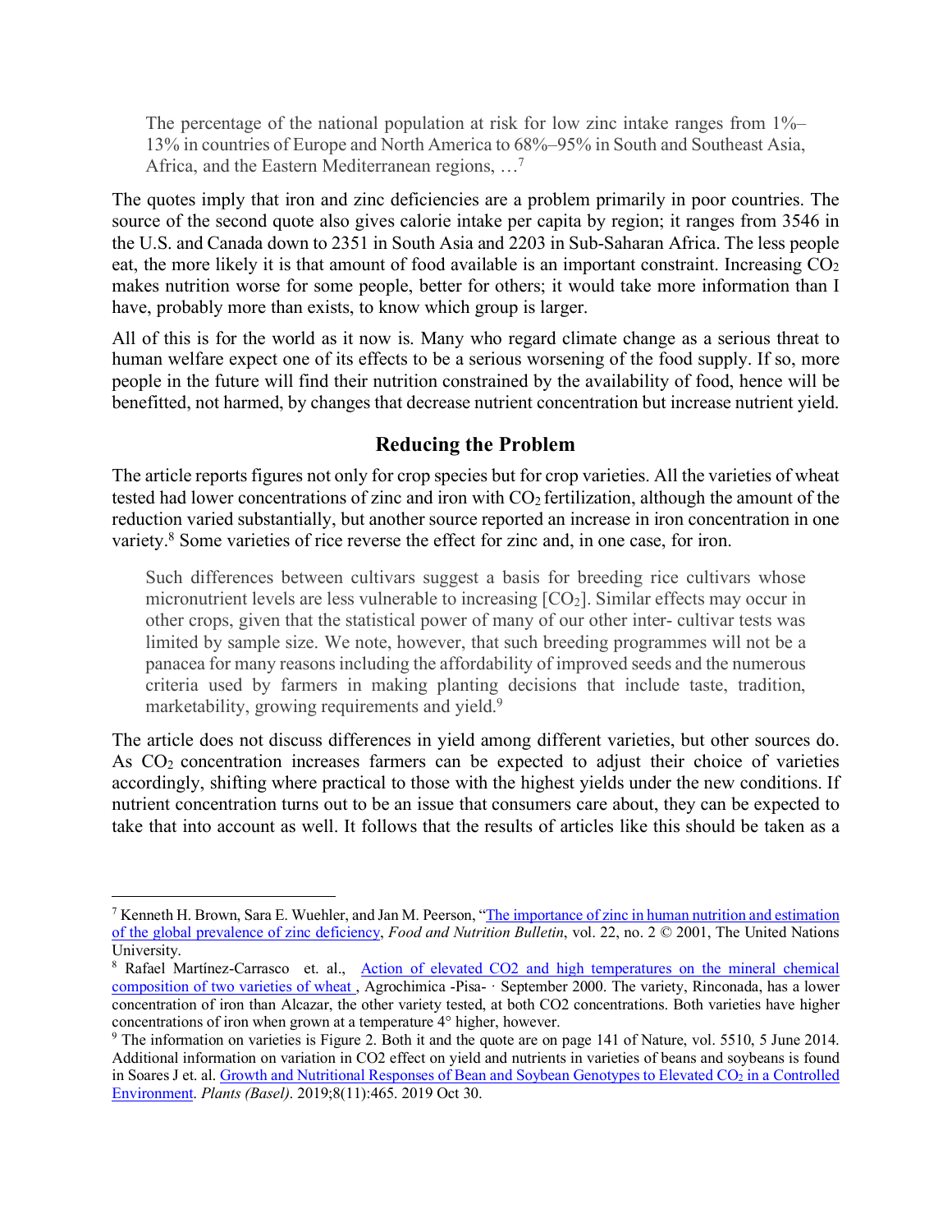> The percentage of the national population at risk for low zinc intake ranges from 1%–13% in countries of Europe and North America to 68%–95% in South and Southeast Asia, Africa, and the Eastern Mediterranean regions, …[7]

The quotes imply that iron and zinc deficiencies are a problem primarily in poor countries. The source of the second quote also gives calorie intake per capita by region; it ranges from 3546 in the U.S. and Canada down to 2351 in South Asia and 2203 in Sub-Saharan Africa. The less people eat, the more likely it is that amount of food available is an important constraint. Increasing $CO_2$ makes nutrition worse for some people, better for others; it would take more information than I have, probably more than exists, to know which group is larger.

All of this is for the world as it now is. Many who regard climate change as a serious threat to human welfare expect one of its effects to be a serious worsening of the food supply. If so, more people in the future will find their nutrition constrained by the availability of food, hence will be benefitted, not harmed, by changes that decrease nutrient concentration but increase nutrient yield.

## Reducing the Problem

The article reports figures not only for crop species but for crop varieties. All the varieties of wheat tested had lower concentrations of zinc and iron with $CO_2$ fertilization, although the amount of the reduction varied substantially, but another source reported an increase in iron concentration in one variety.[8] Some varieties of rice reverse the effect for zinc and, in one case, for iron.

> Such differences between cultivars suggest a basis for breeding rice cultivars whose micronutrient levels are less vulnerable to increasing [$CO_2$]. Similar effects may occur in other crops, given that the statistical power of many of our other inter- cultivar tests was limited by sample size. We note, however, that such breeding programmes will not be a panacea for many reasons including the affordability of improved seeds and the numerous criteria used by farmers in making planting decisions that include taste, tradition, marketability, growing requirements and yield.[9]

The article does not discuss differences in yield among different varieties, but other sources do. As $CO_2$ concentration increases farmers can be expected to adjust their choice of varieties accordingly, shifting where practical to those with the highest yields under the new conditions. If nutrient concentration turns out to be an issue that consumers care about, they can be expected to take that into account as well. It follows that the results of articles like this should be taken as a

---

[7] Kenneth H. Brown, Sara E. Wuehler, and Jan M. Peerson, "The importance of zinc in human nutrition and estimation of the global prevalence of zinc deficiency, *Food and Nutrition Bulletin*, vol. 22, no. 2 © 2001, The United Nations University.

[8] Rafael Martínez-Carrasco et. al., Action of elevated CO2 and high temperatures on the mineral chemical composition of two varieties of wheat , Agrochimica -Pisa- · September 2000. The variety, Rinconada, has a lower concentration of iron than Alcazar, the other variety tested, at both CO2 concentrations. Both varieties have higher concentrations of iron when grown at a temperature 4° higher, however.

[9] The information on varieties is Figure 2. Both it and the quote are on page 141 of Nature, vol. 5510, 5 June 2014. Additional information on variation in CO2 effect on yield and nutrients in varieties of beans and soybeans is found in Soares J et. al. Growth and Nutritional Responses of Bean and Soybean Genotypes to Elevated $CO_2$ in a Controlled Environment. *Plants (Basel)*. 2019;8(11):465. 2019 Oct 30.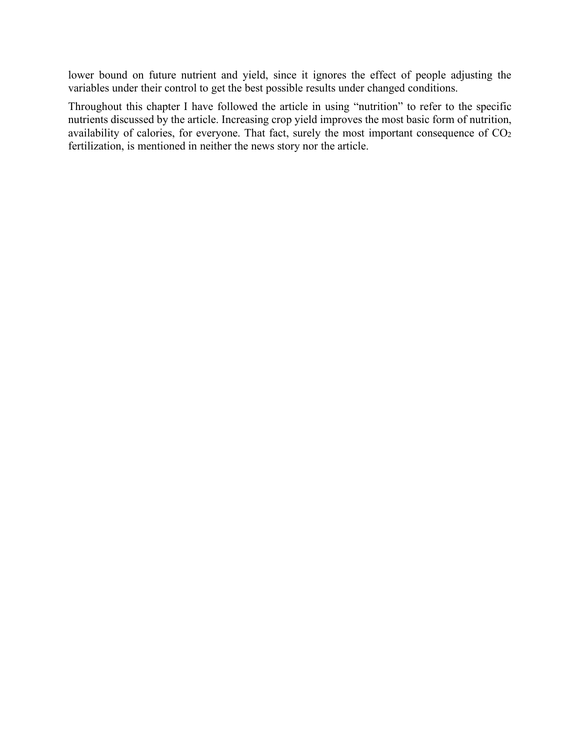lower bound on future nutrient and yield, since it ignores the effect of people adjusting the variables under their control to get the best possible results under changed conditions.

Throughout this chapter I have followed the article in using "nutrition" to refer to the specific nutrients discussed by the article. Increasing crop yield improves the most basic form of nutrition, availability of calories, for everyone. That fact, surely the most important consequence of $CO_2$ fertilization, is mentioned in neither the news story nor the article.